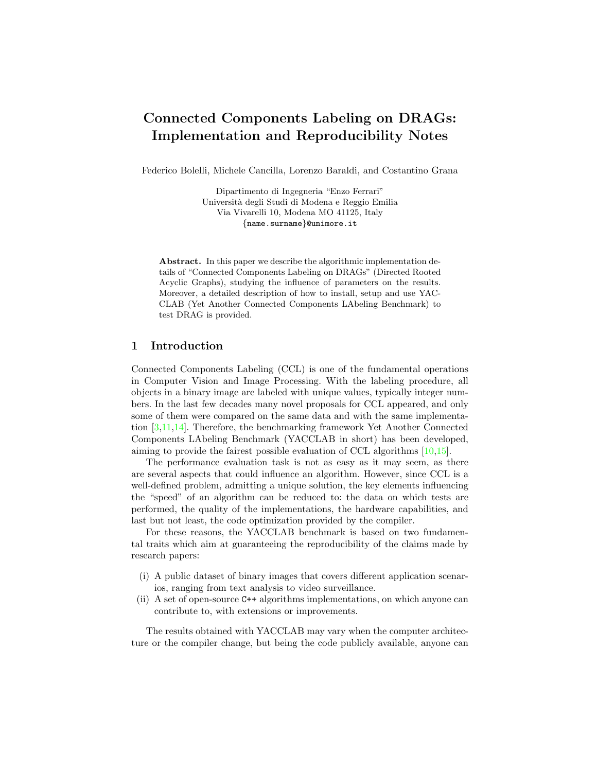# Connected Components Labeling on DRAGs: Implementation and Reproducibility Notes

Federico Bolelli, Michele Cancilla, Lorenzo Baraldi, and Costantino Grana

Dipartimento di Ingegneria "Enzo Ferrari"
Università degli Studi di Modena e Reggio Emilia
Via Vivarelli 10, Modena MO 41125, Italy
{name.surname}@unimore.it

**Abstract.** In this paper we describe the algorithmic implementation details of "Connected Components Labeling on DRAGs" (Directed Rooted Acyclic Graphs), studying the influence of parameters on the results. Moreover, a detailed description of how to install, setup and use YACCLAB (Yet Another Connected Components LAbeling Benchmark) to test DRAG is provided.

## 1 Introduction

Connected Components Labeling (CCL) is one of the fundamental operations in Computer Vision and Image Processing. With the labeling procedure, all objects in a binary image are labeled with unique values, typically integer numbers. In the last few decades many novel proposals for CCL appeared, and only some of them were compared on the same data and with the same implementation [3,11,14]. Therefore, the benchmarking framework Yet Another Connected Components LAbeling Benchmark (YACCLAB in short) has been developed, aiming to provide the fairest possible evaluation of CCL algorithms [10,15].

The performance evaluation task is not as easy as it may seem, as there are several aspects that could influence an algorithm. However, since CCL is a well-defined problem, admitting a unique solution, the key elements influencing the "speed" of an algorithm can be reduced to: the data on which tests are performed, the quality of the implementations, the hardware capabilities, and last but not least, the code optimization provided by the compiler.

For these reasons, the YACCLAB benchmark is based on two fundamental traits which aim at guaranteeing the reproducibility of the claims made by research papers:

(i) A public dataset of binary images that covers different application scenarios, ranging from text analysis to video surveillance.
(ii) A set of open-source C++ algorithms implementations, on which anyone can contribute to, with extensions or improvements.

The results obtained with YACCLAB may vary when the computer architecture or the compiler change, but being the code publicly available, anyone can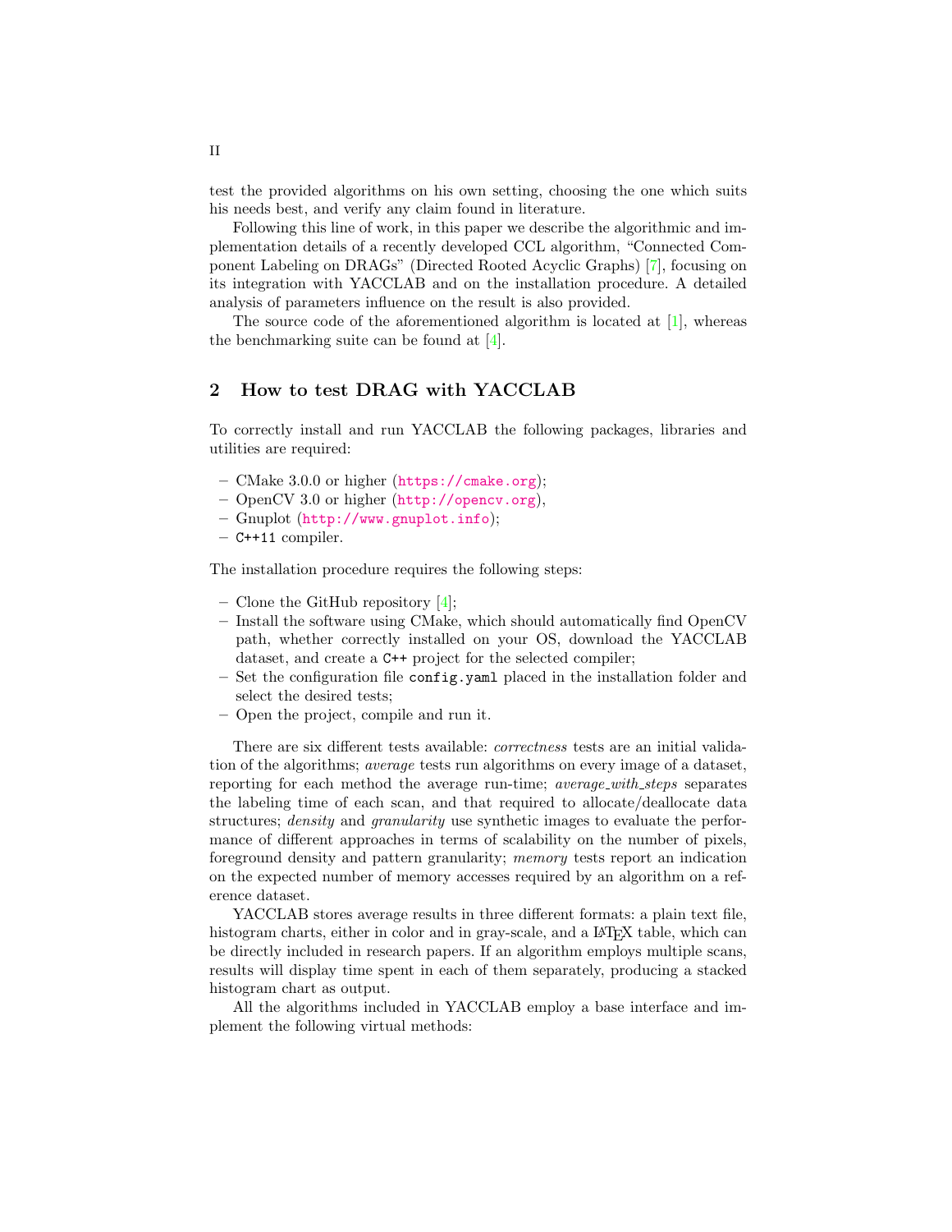test the provided algorithms on his own setting, choosing the one which suits his needs best, and verify any claim found in literature.

Following this line of work, in this paper we describe the algorithmic and implementation details of a recently developed CCL algorithm, "Connected Component Labeling on DRAGs" (Directed Rooted Acyclic Graphs) [7], focusing on its integration with YACCLAB and on the installation procedure. A detailed analysis of parameters influence on the result is also provided.

The source code of the aforementioned algorithm is located at [1], whereas the benchmarking suite can be found at [4].

## 2 How to test DRAG with YACCLAB

To correctly install and run YACCLAB the following packages, libraries and utilities are required:

- CMake 3.0.0 or higher (https://cmake.org);
- OpenCV 3.0 or higher (http://opencv.org),
- Gnuplot (http://www.gnuplot.info);
- `C++11` compiler.

The installation procedure requires the following steps:

- Clone the GitHub repository [4];
- Install the software using CMake, which should automatically find OpenCV path, whether correctly installed on your OS, download the YACCLAB dataset, and create a `C++` project for the selected compiler;
- Set the configuration file `config.yaml` placed in the installation folder and select the desired tests;
- Open the project, compile and run it.

There are six different tests available: *correctness* tests are an initial validation of the algorithms; *average* tests run algorithms on every image of a dataset, reporting for each method the average run-time; *average_with_steps* separates the labeling time of each scan, and that required to allocate/deallocate data structures; *density* and *granularity* use synthetic images to evaluate the performance of different approaches in terms of scalability on the number of pixels, foreground density and pattern granularity; *memory* tests report an indication on the expected number of memory accesses required by an algorithm on a reference dataset.

YACCLAB stores average results in three different formats: a plain text file, histogram charts, either in color and in gray-scale, and a LaTeX table, which can be directly included in research papers. If an algorithm employs multiple scans, results will display time spent in each of them separately, producing a stacked histogram chart as output.

All the algorithms included in YACCLAB employ a base interface and implement the following virtual methods: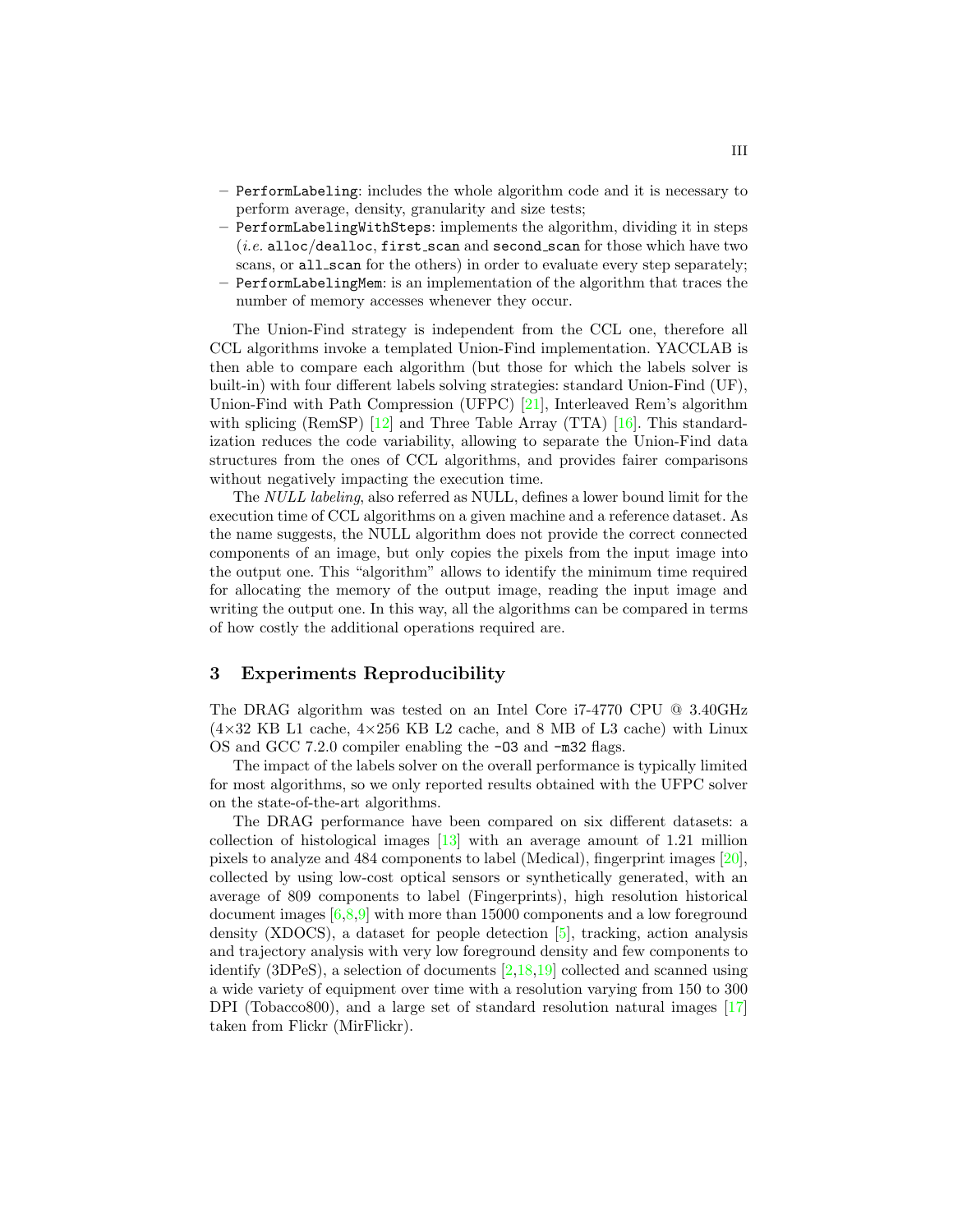- `PerformLabeling`: includes the whole algorithm code and it is necessary to perform average, density, granularity and size tests;
- `PerformLabelingWithSteps`: implements the algorithm, dividing it in steps (*i.e.* `alloc`/`dealloc`, `first_scan` and `second_scan` for those which have two scans, or `all_scan` for the others) in order to evaluate every step separately;
- `PerformLabelingMem`: is an implementation of the algorithm that traces the number of memory accesses whenever they occur.

The Union-Find strategy is independent from the CCL one, therefore all CCL algorithms invoke a templated Union-Find implementation. YACCLAB is then able to compare each algorithm (but those for which the labels solver is built-in) with four different labels solving strategies: standard Union-Find (UF), Union-Find with Path Compression (UFPC) [21], Interleaved Rem's algorithm with splicing (RemSP) [12] and Three Table Array (TTA) [16]. This standardization reduces the code variability, allowing to separate the Union-Find data structures from the ones of CCL algorithms, and provides fairer comparisons without negatively impacting the execution time.

The *NULL labeling*, also referred as NULL, defines a lower bound limit for the execution time of CCL algorithms on a given machine and a reference dataset. As the name suggests, the NULL algorithm does not provide the correct connected components of an image, but only copies the pixels from the input image into the output one. This "algorithm" allows to identify the minimum time required for allocating the memory of the output image, reading the input image and writing the output one. In this way, all the algorithms can be compared in terms of how costly the additional operations required are.

## 3 Experiments Reproducibility

The DRAG algorithm was tested on an Intel Core i7-4770 CPU @ 3.40GHz (4×32 KB L1 cache, 4×256 KB L2 cache, and 8 MB of L3 cache) with Linux OS and GCC 7.2.0 compiler enabling the `-O3` and `-m32` flags.

The impact of the labels solver on the overall performance is typically limited for most algorithms, so we only reported results obtained with the UFPC solver on the state-of-the-art algorithms.

The DRAG performance have been compared on six different datasets: a collection of histological images [13] with an average amount of 1.21 million pixels to analyze and 484 components to label (Medical), fingerprint images [20], collected by using low-cost optical sensors or synthetically generated, with an average of 809 components to label (Fingerprints), high resolution historical document images [6,8,9] with more than 15000 components and a low foreground density (XDOCS), a dataset for people detection [5], tracking, action analysis and trajectory analysis with very low foreground density and few components to identify (3DPeS), a selection of documents [2,18,19] collected and scanned using a wide variety of equipment over time with a resolution varying from 150 to 300 DPI (Tobacco800), and a large set of standard resolution natural images [17] taken from Flickr (MirFlickr).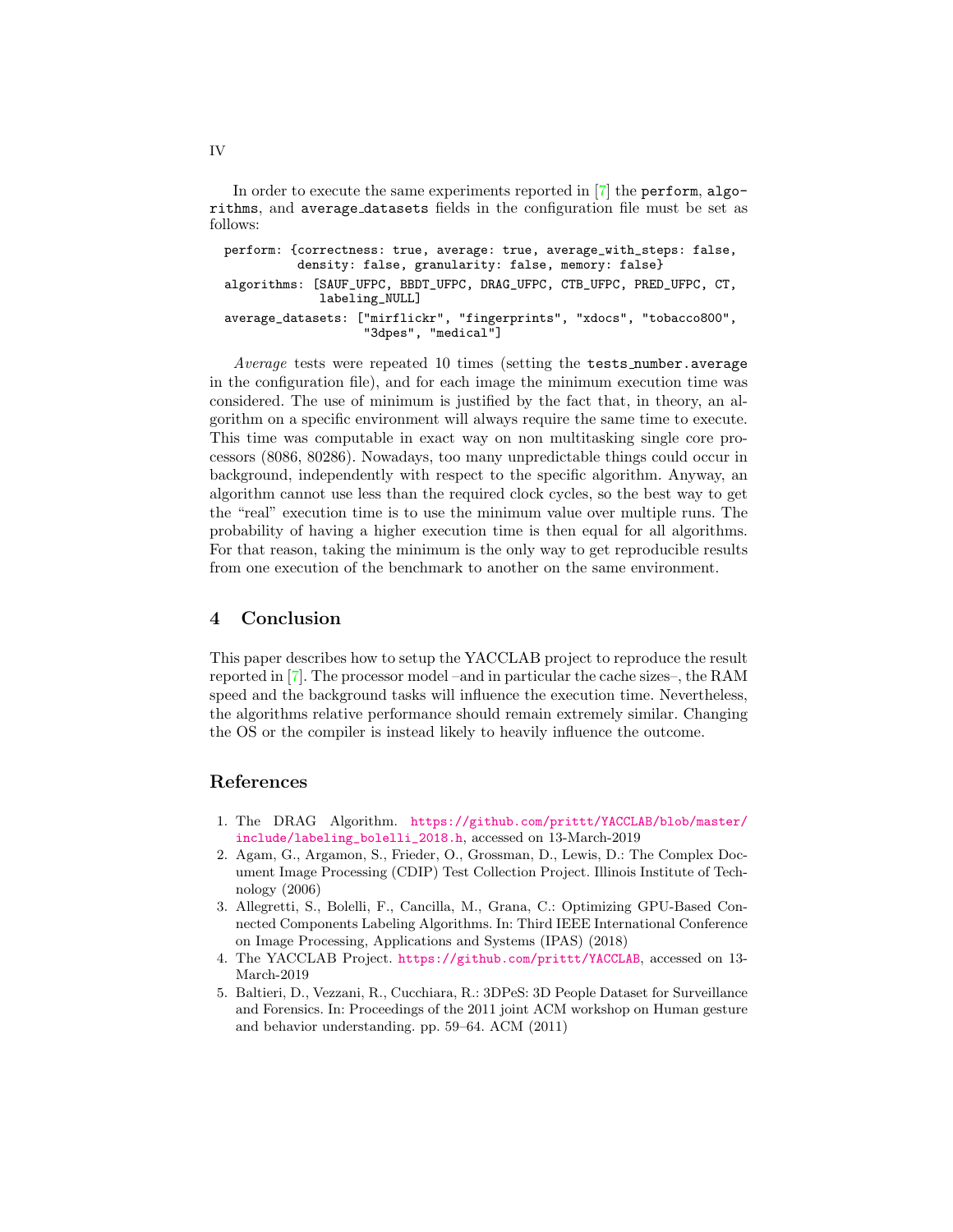In order to execute the same experiments reported in [7] the `perform`, `algorithms`, and `average_datasets` fields in the configuration file must be set as follows:

```
perform: {correctness: true, average: true, average_with_steps: false,
          density: false, granularity: false, memory: false}
algorithms: [SAUF_UFPC, BBDT_UFPC, DRAG_UFPC, CTB_UFPC, PRED_UFPC, CT,
             labeling_NULL]
average_datasets: ["mirflickr", "fingerprints", "xdocs", "tobacco800",
                   "3dpes", "medical"]
```

*Average* tests were repeated 10 times (setting the `tests_number.average` in the configuration file), and for each image the minimum execution time was considered. The use of minimum is justified by the fact that, in theory, an algorithm on a specific environment will always require the same time to execute. This time was computable in exact way on non multitasking single core processors (8086, 80286). Nowadays, too many unpredictable things could occur in background, independently with respect to the specific algorithm. Anyway, an algorithm cannot use less than the required clock cycles, so the best way to get the "real" execution time is to use the minimum value over multiple runs. The probability of having a higher execution time is then equal for all algorithms. For that reason, taking the minimum is the only way to get reproducible results from one execution of the benchmark to another on the same environment.

## 4 Conclusion

This paper describes how to setup the YACCLAB project to reproduce the result reported in [7]. The processor model –and in particular the cache sizes–, the RAM speed and the background tasks will influence the execution time. Nevertheless, the algorithms relative performance should remain extremely similar. Changing the OS or the compiler is instead likely to heavily influence the outcome.

## References

1. The DRAG Algorithm. https://github.com/prittt/YACCLAB/blob/master/include/labeling_bolelli_2018.h, accessed on 13-March-2019
2. Agam, G., Argamon, S., Frieder, O., Grossman, D., Lewis, D.: The Complex Document Image Processing (CDIP) Test Collection Project. Illinois Institute of Technology (2006)
3. Allegretti, S., Bolelli, F., Cancilla, M., Grana, C.: Optimizing GPU-Based Connected Components Labeling Algorithms. In: Third IEEE International Conference on Image Processing, Applications and Systems (IPAS) (2018)
4. The YACCLAB Project. https://github.com/prittt/YACCLAB, accessed on 13-March-2019
5. Baltieri, D., Vezzani, R., Cucchiara, R.: 3DPeS: 3D People Dataset for Surveillance and Forensics. In: Proceedings of the 2011 joint ACM workshop on Human gesture and behavior understanding. pp. 59–64. ACM (2011)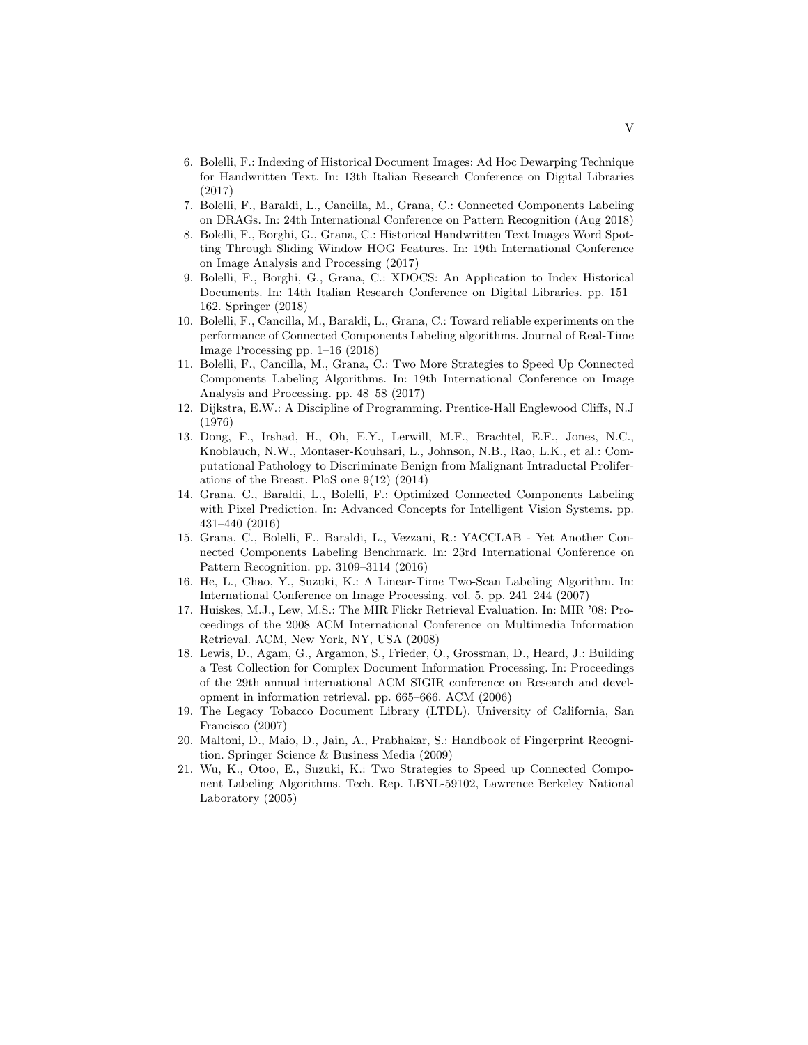6. Bolelli, F.: Indexing of Historical Document Images: Ad Hoc Dewarping Technique for Handwritten Text. In: 13th Italian Research Conference on Digital Libraries (2017)
7. Bolelli, F., Baraldi, L., Cancilla, M., Grana, C.: Connected Components Labeling on DRAGs. In: 24th International Conference on Pattern Recognition (Aug 2018)
8. Bolelli, F., Borghi, G., Grana, C.: Historical Handwritten Text Images Word Spotting Through Sliding Window HOG Features. In: 19th International Conference on Image Analysis and Processing (2017)
9. Bolelli, F., Borghi, G., Grana, C.: XDOCS: An Application to Index Historical Documents. In: 14th Italian Research Conference on Digital Libraries. pp. 151–162. Springer (2018)
10. Bolelli, F., Cancilla, M., Baraldi, L., Grana, C.: Toward reliable experiments on the performance of Connected Components Labeling algorithms. Journal of Real-Time Image Processing pp. 1–16 (2018)
11. Bolelli, F., Cancilla, M., Grana, C.: Two More Strategies to Speed Up Connected Components Labeling Algorithms. In: 19th International Conference on Image Analysis and Processing. pp. 48–58 (2017)
12. Dijkstra, E.W.: A Discipline of Programming. Prentice-Hall Englewood Cliffs, N.J (1976)
13. Dong, F., Irshad, H., Oh, E.Y., Lerwill, M.F., Brachtel, E.F., Jones, N.C., Knoblauch, N.W., Montaser-Kouhsari, L., Johnson, N.B., Rao, L.K., et al.: Computational Pathology to Discriminate Benign from Malignant Intraductal Proliferations of the Breast. PloS one 9(12) (2014)
14. Grana, C., Baraldi, L., Bolelli, F.: Optimized Connected Components Labeling with Pixel Prediction. In: Advanced Concepts for Intelligent Vision Systems. pp. 431–440 (2016)
15. Grana, C., Bolelli, F., Baraldi, L., Vezzani, R.: YACCLAB - Yet Another Connected Components Labeling Benchmark. In: 23rd International Conference on Pattern Recognition. pp. 3109–3114 (2016)
16. He, L., Chao, Y., Suzuki, K.: A Linear-Time Two-Scan Labeling Algorithm. In: International Conference on Image Processing. vol. 5, pp. 241–244 (2007)
17. Huiskes, M.J., Lew, M.S.: The MIR Flickr Retrieval Evaluation. In: MIR '08: Proceedings of the 2008 ACM International Conference on Multimedia Information Retrieval. ACM, New York, NY, USA (2008)
18. Lewis, D., Agam, G., Argamon, S., Frieder, O., Grossman, D., Heard, J.: Building a Test Collection for Complex Document Information Processing. In: Proceedings of the 29th annual international ACM SIGIR conference on Research and development in information retrieval. pp. 665–666. ACM (2006)
19. The Legacy Tobacco Document Library (LTDL). University of California, San Francisco (2007)
20. Maltoni, D., Maio, D., Jain, A., Prabhakar, S.: Handbook of Fingerprint Recognition. Springer Science & Business Media (2009)
21. Wu, K., Otoo, E., Suzuki, K.: Two Strategies to Speed up Connected Component Labeling Algorithms. Tech. Rep. LBNL-59102, Lawrence Berkeley National Laboratory (2005)